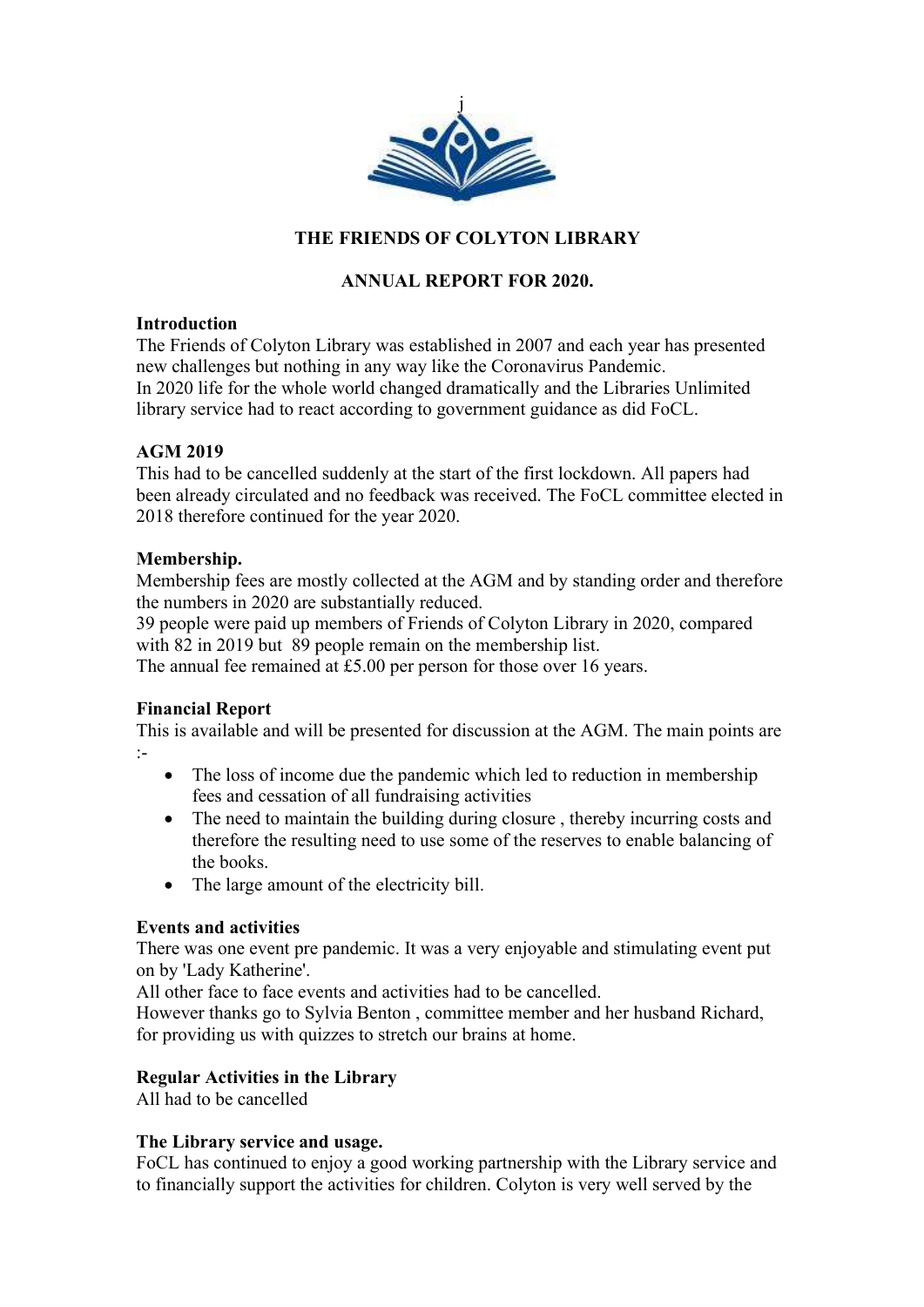j

**THE FRIENDS OF COLYTON LIBRARY**

**ANNUAL REPORT FOR 2020.**

**Introduction**

The Friends of Colyton Library was established in 2007 and each year has presented new challenges but nothing in any way like the Coronavirus Pandemic.
In 2020 life for the whole world changed dramatically and the Libraries Unlimited library service had to react according to government guidance as did FoCL.

**AGM 2019**

This had to be cancelled suddenly at the start of the first lockdown. All papers had been already circulated and no feedback was received. The FoCL committee elected in 2018 therefore continued for the year 2020.

**Membership.**

Membership fees are mostly collected at the AGM and by standing order and therefore the numbers in 2020 are substantially reduced.
39 people were paid up members of Friends of Colyton Library in 2020, compared with 82 in 2019 but 89 people remain on the membership list.
The annual fee remained at £5.00 per person for those over 16 years.

**Financial Report**

This is available and will be presented for discussion at the AGM. The main points are :-

- The loss of income due the pandemic which led to reduction in membership fees and cessation of all fundraising activities
- The need to maintain the building during closure , thereby incurring costs and therefore the resulting need to use some of the reserves to enable balancing of the books.
- The large amount of the electricity bill.

**Events and activities**

There was one event pre pandemic. It was a very enjoyable and stimulating event put on by 'Lady Katherine'.
All other face to face events and activities had to be cancelled.
However thanks go to Sylvia Benton , committee member and her husband Richard, for providing us with quizzes to stretch our brains at home.

**Regular Activities in the Library**

All had to be cancelled

**The Library service and usage.**

FoCL has continued to enjoy a good working partnership with the Library service and to financially support the activities for children. Colyton is very well served by the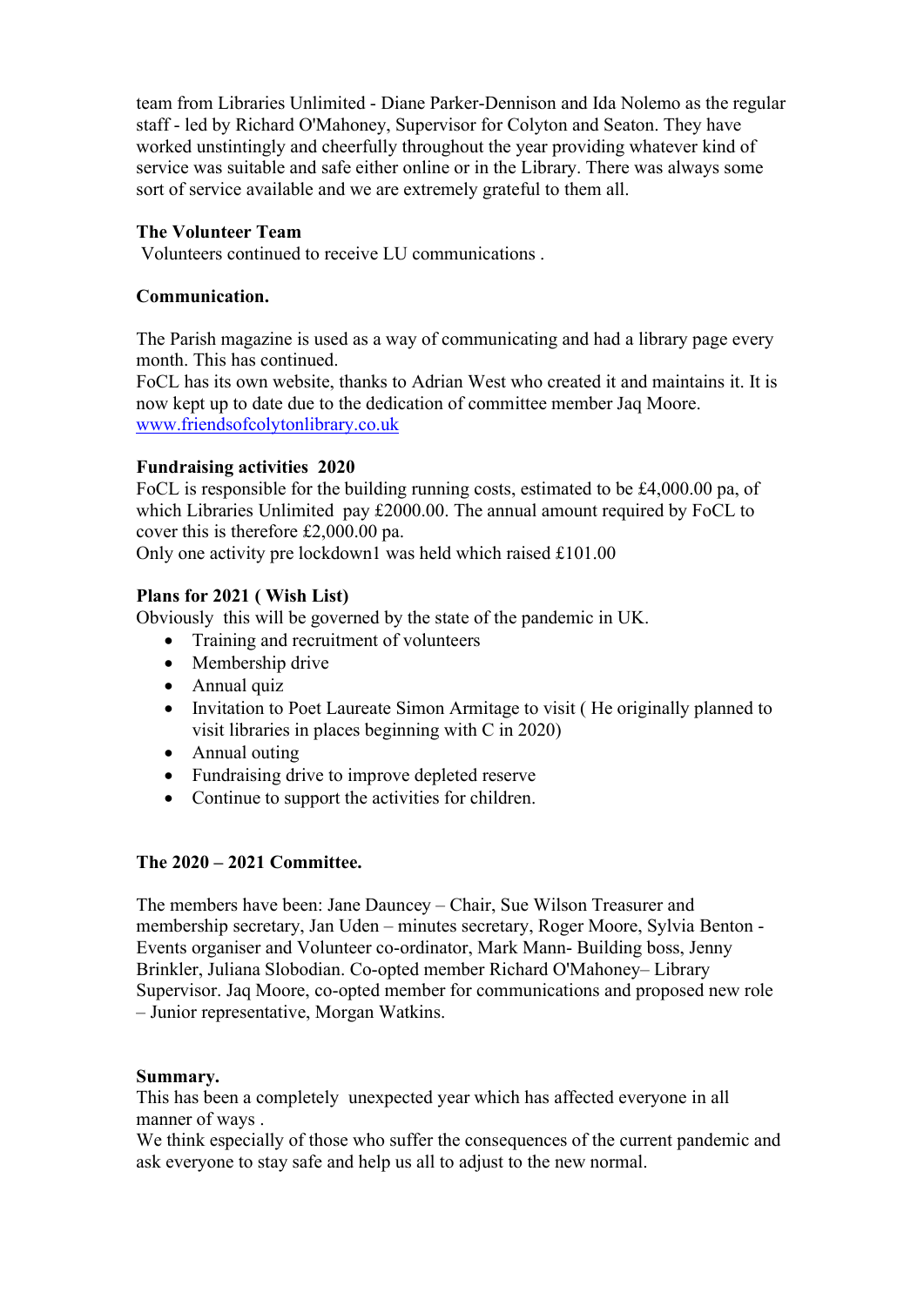team from Libraries Unlimited - Diane Parker-Dennison and Ida Nolemo as the regular staff - led by Richard O'Mahoney, Supervisor for Colyton and Seaton. They have worked unstintingly and cheerfully throughout the year providing whatever kind of service was suitable and safe either online or in the Library. There was always some sort of service available and we are extremely grateful to them all.

**The Volunteer Team**

Volunteers continued to receive LU communications .

**Communication.**

The Parish magazine is used as a way of communicating and had a library page every month. This has continued.

FoCL has its own website, thanks to Adrian West who created it and maintains it. It is now kept up to date due to the dedication of committee member Jaq Moore.

[www.friendsofcolytonlibrary.co.uk](www.friendsofcolytonlibrary.co.uk)

**Fundraising activities 2020**

FoCL is responsible for the building running costs, estimated to be £4,000.00 pa, of which Libraries Unlimited pay £2000.00. The annual amount required by FoCL to cover this is therefore £2,000.00 pa.

Only one activity pre lockdown1 was held which raised £101.00

**Plans for 2021 ( Wish List)**

Obviously this will be governed by the state of the pandemic in UK.

- Training and recruitment of volunteers
- Membership drive
- Annual quiz
- Invitation to Poet Laureate Simon Armitage to visit ( He originally planned to visit libraries in places beginning with C in 2020)
- Annual outing
- Fundraising drive to improve depleted reserve
- Continue to support the activities for children.

**The 2020 – 2021 Committee.**

The members have been: Jane Dauncey – Chair, Sue Wilson Treasurer and membership secretary, Jan Uden – minutes secretary, Roger Moore, Sylvia Benton - Events organiser and Volunteer co-ordinator, Mark Mann- Building boss, Jenny Brinkler, Juliana Slobodian. Co-opted member Richard O'Mahoney– Library Supervisor. Jaq Moore, co-opted member for communications and proposed new role – Junior representative, Morgan Watkins.

**Summary.**

This has been a completely unexpected year which has affected everyone in all manner of ways .

We think especially of those who suffer the consequences of the current pandemic and ask everyone to stay safe and help us all to adjust to the new normal.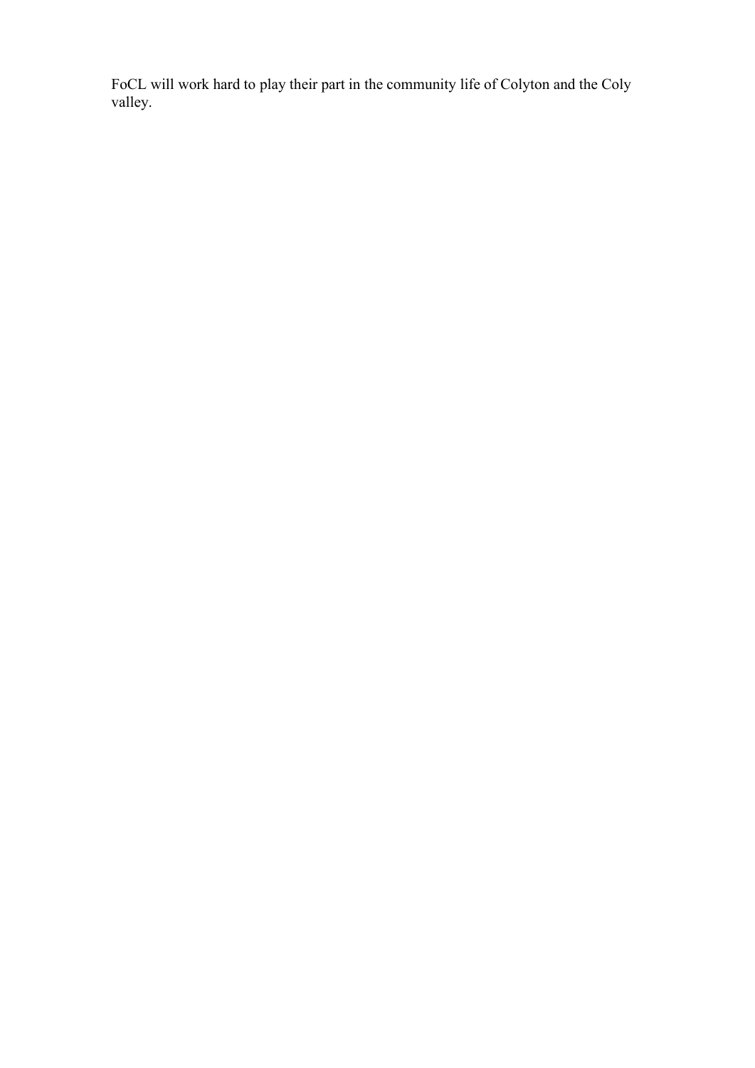FoCL will work hard to play their part in the community life of Colyton and the Coly valley.